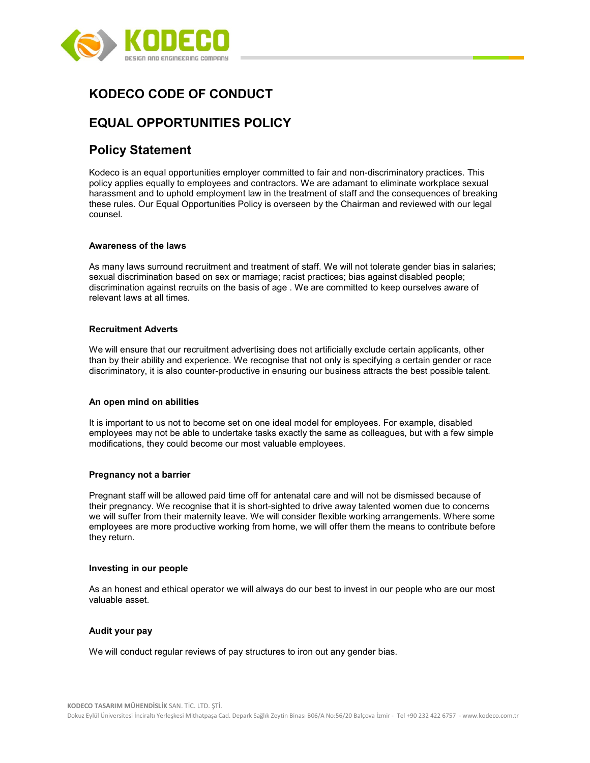# KODECO CODE OF CONDUCT

# EQUAL OPPORTUNITIES POLICY

## Policy Statement

Kodeco is an equal opportunities employer committed to fair and non-discriminatory practices. This policy applies equally to employees and contractors. We are adamant to eliminate workplace sexual harassment and to uphold employment law in the treatment of staff and the consequences of breaking these rules. Our Equal Opportunities Policy is overseen by the Chairman and reviewed with our legal counsel.

**Awareness of the laws**

As many laws surround recruitment and treatment of staff. We will not tolerate gender bias in salaries; sexual discrimination based on sex or marriage; racist practices; bias against disabled people; discrimination against recruits on the basis of age . We are committed to keep ourselves aware of relevant laws at all times.

**Recruitment Adverts**

We will ensure that our recruitment advertising does not artificially exclude certain applicants, other than by their ability and experience. We recognise that not only is specifying a certain gender or race discriminatory, it is also counter-productive in ensuring our business attracts the best possible talent.

**An open mind on abilities**

It is important to us not to become set on one ideal model for employees. For example, disabled employees may not be able to undertake tasks exactly the same as colleagues, but with a few simple modifications, they could become our most valuable employees.

**Pregnancy not a barrier**

Pregnant staff will be allowed paid time off for antenatal care and will not be dismissed because of their pregnancy. We recognise that it is short-sighted to drive away talented women due to concerns we will suffer from their maternity leave. We will consider flexible working arrangements. Where some employees are more productive working from home, we will offer them the means to contribute before they return.

**Investing in our people**

As an honest and ethical operator we will always do our best to invest in our people who are our most valuable asset.

**Audit your pay**

We will conduct regular reviews of pay structures to iron out any gender bias.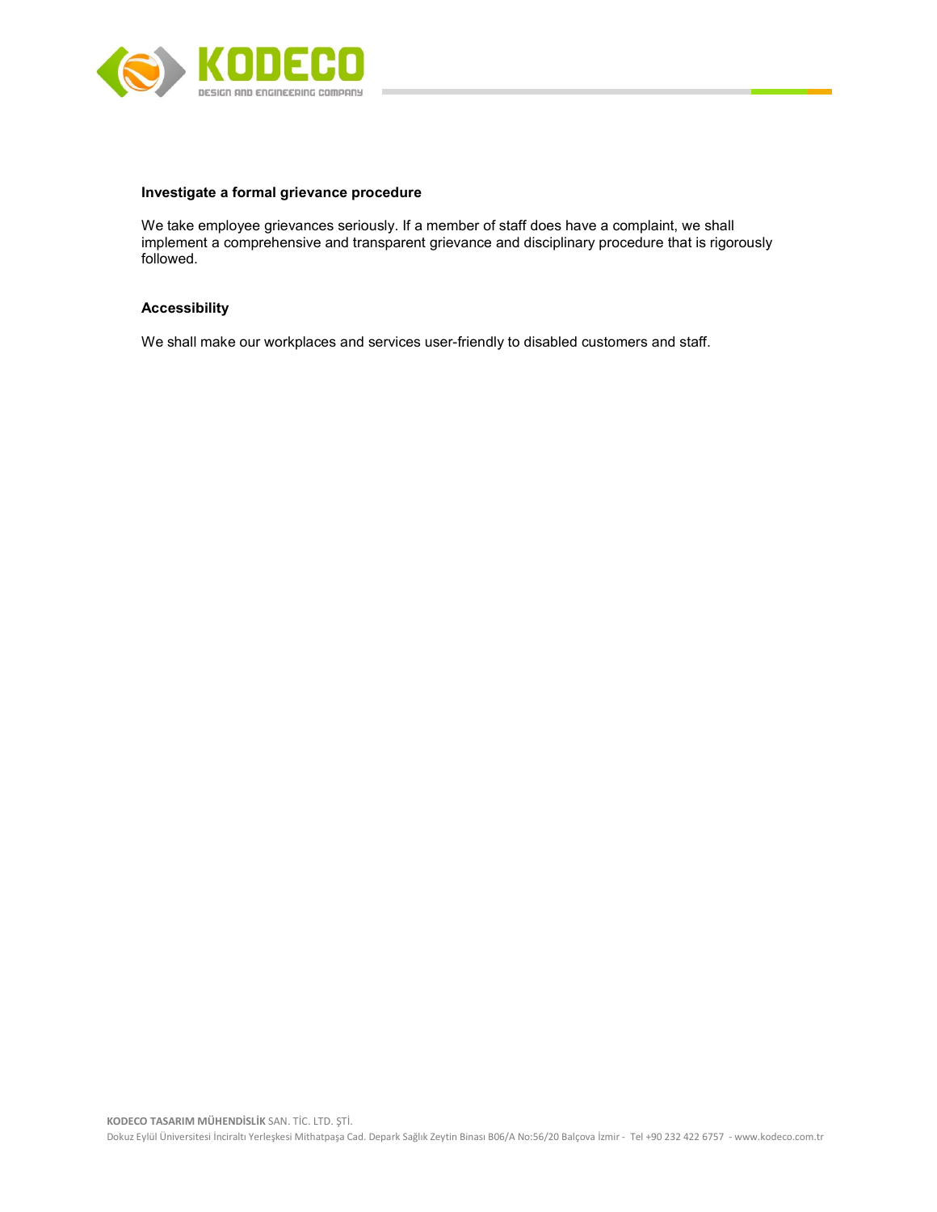**Investigate a formal grievance procedure**

We take employee grievances seriously. If a member of staff does have a complaint, we shall implement a comprehensive and transparent grievance and disciplinary procedure that is rigorously followed.

**Accessibility**

We shall make our workplaces and services user-friendly to disabled customers and staff.